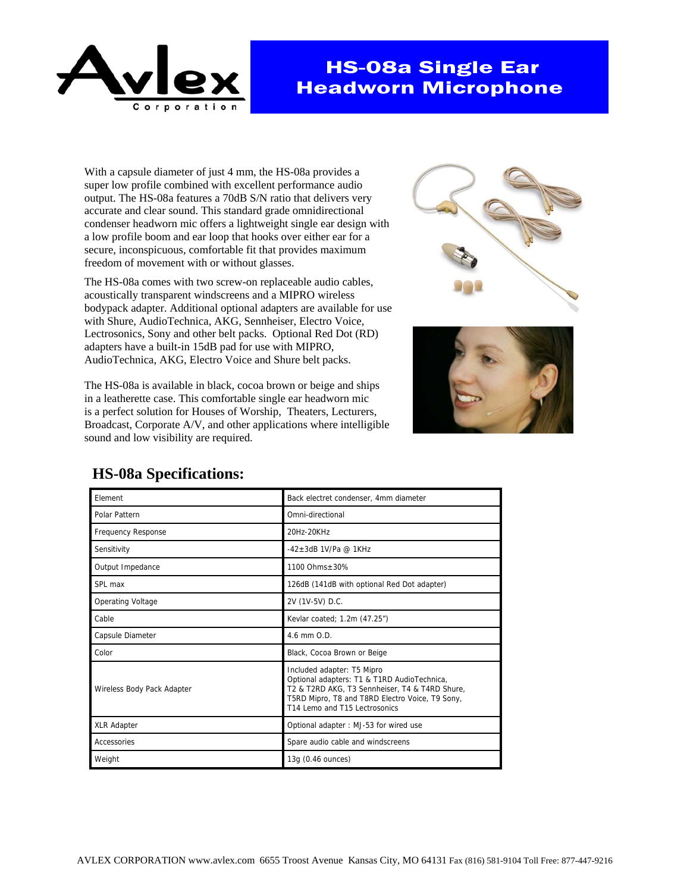# HS-08a Single Ear Headworn Microphone

With a capsule diameter of just 4 mm, the HS-08a provides a super low profile combined with excellent performance audio output. The HS-08a features a 70dB S/N ratio that delivers very accurate and clear sound. This standard grade omnidirectional condenser headworn mic offers a lightweight single ear design with a low profile boom and ear loop that hooks over either ear for a secure, inconspicuous, comfortable fit that provides maximum freedom of movement with or without glasses.

The HS-08a comes with two screw-on replaceable audio cables, acoustically transparent windscreens and a MIPRO wireless bodypack adapter. Additional optional adapters are available for use with Shure, AudioTechnica, AKG, Sennheiser, Electro Voice, Lectrosonics, Sony and other belt packs. Optional Red Dot (RD) adapters have a built-in 15dB pad for use with MIPRO, AudioTechnica, AKG, Electro Voice and Shure belt packs.

The HS-08a is available in black, cocoa brown or beige and ships in a leatherette case. This comfortable single ear headworn mic is a perfect solution for Houses of Worship, Theaters, Lecturers, Broadcast, Corporate A/V, and other applications where intelligible sound and low visibility are required.

## HS-08a Specifications:

| | |
|---|---|
| Element | Back electret condenser, 4mm diameter |
| Polar Pattern | Omni-directional |
| Frequency Response | 20Hz-20KHz |
| Sensitivity | -42±3dB 1V/Pa @ 1KHz |
| Output Impedance | 1100 Ohms±30% |
| SPL max | 126dB (141dB with optional Red Dot adapter) |
| Operating Voltage | 2V (1V-5V) D.C. |
| Cable | Kevlar coated; 1.2m (47.25") |
| Capsule Diameter | 4.6 mm O.D. |
| Color | Black, Cocoa Brown or Beige |
| Wireless Body Pack Adapter | Included adapter: T5 Mipro<br>Optional adapters: T1 & T1RD AudioTechnica, T2 & T2RD AKG, T3 Sennheiser, T4 & T4RD Shure, T5RD Mipro, T8 and T8RD Electro Voice, T9 Sony, T14 Lemo and T15 Lectrosonics |
| XLR Adapter | Optional adapter : MJ-53 for wired use |
| Accessories | Spare audio cable and windscreens |
| Weight | 13g (0.46 ounces) |

AVLEX CORPORATION www.avlex.com 6655 Troost Avenue Kansas City, MO 64131 Fax (816) 581-9104 Toll Free: 877-447-9216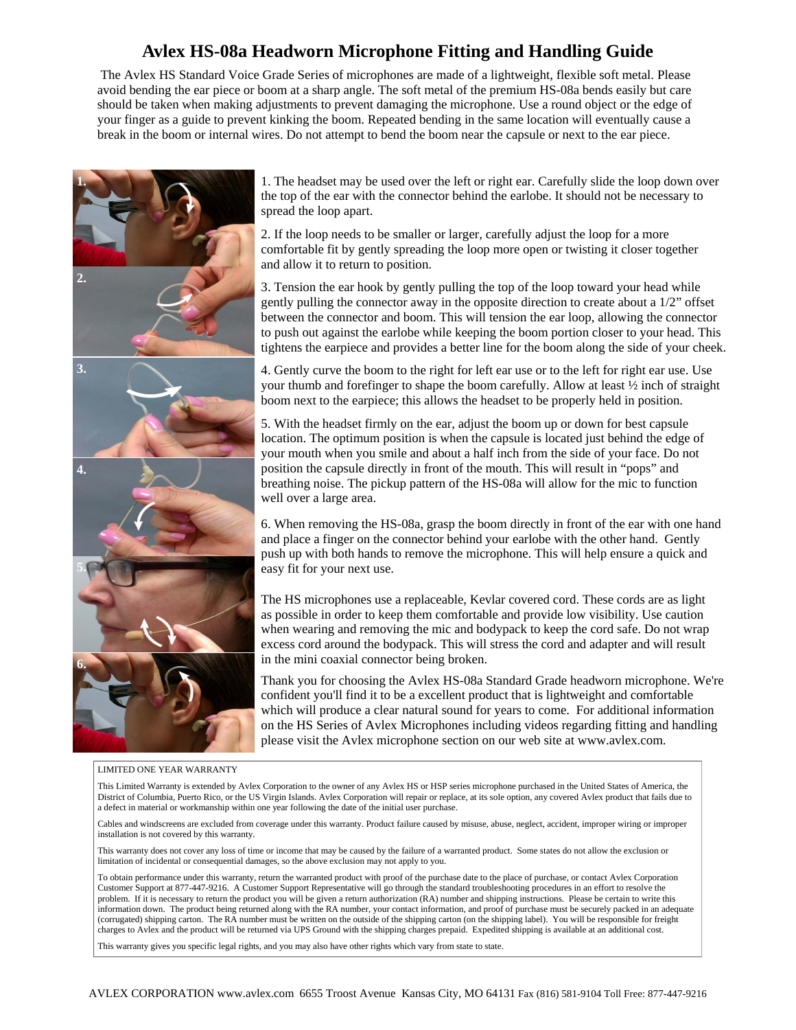# Avlex HS-08a Headworn Microphone Fitting and Handling Guide

The Avlex HS Standard Voice Grade Series of microphones are made of a lightweight, flexible soft metal. Please avoid bending the ear piece or boom at a sharp angle. The soft metal of the premium HS-08a bends easily but care should be taken when making adjustments to prevent damaging the microphone. Use a round object or the edge of your finger as a guide to prevent kinking the boom. Repeated bending in the same location will eventually cause a break in the boom or internal wires. Do not attempt to bend the boom near the capsule or next to the ear piece.

1. The headset may be used over the left or right ear. Carefully slide the loop down over the top of the ear with the connector behind the earlobe. It should not be necessary to spread the loop apart.

2. If the loop needs to be smaller or larger, carefully adjust the loop for a more comfortable fit by gently spreading the loop more open or twisting it closer together and allow it to return to position.

3. Tension the ear hook by gently pulling the top of the loop toward your head while gently pulling the connector away in the opposite direction to create about a 1/2" offset between the connector and boom. This will tension the ear loop, allowing the connector to push out against the earlobe while keeping the boom portion closer to your head. This tightens the earpiece and provides a better line for the boom along the side of your cheek.

4. Gently curve the boom to the right for left ear use or to the left for right ear use. Use your thumb and forefinger to shape the boom carefully. Allow at least ½ inch of straight boom next to the earpiece; this allows the headset to be properly held in position.

5. With the headset firmly on the ear, adjust the boom up or down for best capsule location. The optimum position is when the capsule is located just behind the edge of your mouth when you smile and about a half inch from the side of your face. Do not position the capsule directly in front of the mouth. This will result in "pops" and breathing noise. The pickup pattern of the HS-08a will allow for the mic to function well over a large area.

6. When removing the HS-08a, grasp the boom directly in front of the ear with one hand and place a finger on the connector behind your earlobe with the other hand. Gently push up with both hands to remove the microphone. This will help ensure a quick and easy fit for your next use.

The HS microphones use a replaceable, Kevlar covered cord. These cords are as light as possible in order to keep them comfortable and provide low visibility. Use caution when wearing and removing the mic and bodypack to keep the cord safe. Do not wrap excess cord around the bodypack. This will stress the cord and adapter and will result in the mini coaxial connector being broken.

Thank you for choosing the Avlex HS-08a Standard Grade headworn microphone. We're confident you'll find it to be a excellent product that is lightweight and comfortable which will produce a clear natural sound for years to come. For additional information on the HS Series of Avlex Microphones including videos regarding fitting and handling please visit the Avlex microphone section on our web site at www.avlex.com.

LIMITED ONE YEAR WARRANTY

This Limited Warranty is extended by Avlex Corporation to the owner of any Avlex HS or HSP series microphone purchased in the United States of America, the District of Columbia, Puerto Rico, or the US Virgin Islands. Avlex Corporation will repair or replace, at its sole option, any covered Avlex product that fails due to a defect in material or workmanship within one year following the date of the initial user purchase.

Cables and windscreens are excluded from coverage under this warranty. Product failure caused by misuse, abuse, neglect, accident, improper wiring or improper installation is not covered by this warranty.

This warranty does not cover any loss of time or income that may be caused by the failure of a warranted product. Some states do not allow the exclusion or limitation of incidental or consequential damages, so the above exclusion may not apply to you.

To obtain performance under this warranty, return the warranted product with proof of the purchase date to the place of purchase, or contact Avlex Corporation Customer Support at 877-447-9216. A Customer Support Representative will go through the standard troubleshooting procedures in an effort to resolve the problem. If it is necessary to return the product you will be given a return authorization (RA) number and shipping instructions. Please be certain to write this information down. The product being returned along with the RA number, your contact information, and proof of purchase must be securely packed in an adequate (corrugated) shipping carton. The RA number must be written on the outside of the shipping carton (on the shipping label). You will be responsible for freight charges to Avlex and the product will be returned via UPS Ground with the shipping charges prepaid. Expedited shipping is available at an additional cost.

This warranty gives you specific legal rights, and you may also have other rights which vary from state to state.

AVLEX CORPORATION www.avlex.com 6655 Troost Avenue Kansas City, MO 64131 Fax (816) 581-9104 Toll Free: 877-447-9216